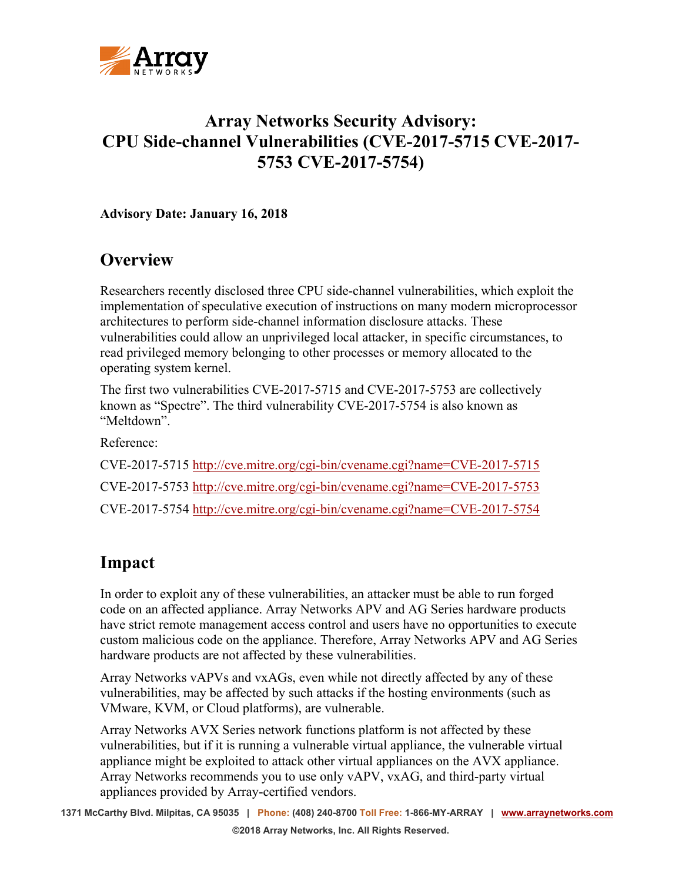# Array Networks Security Advisory: CPU Side-channel Vulnerabilities (CVE-2017-5715 CVE-2017-5753 CVE-2017-5754)

**Advisory Date: January 16, 2018**

## Overview

Researchers recently disclosed three CPU side-channel vulnerabilities, which exploit the implementation of speculative execution of instructions on many modern microprocessor architectures to perform side-channel information disclosure attacks. These vulnerabilities could allow an unprivileged local attacker, in specific circumstances, to read privileged memory belonging to other processes or memory allocated to the operating system kernel.

The first two vulnerabilities CVE-2017-5715 and CVE-2017-5753 are collectively known as "Spectre". The third vulnerability CVE-2017-5754 is also known as "Meltdown".

Reference:

CVE-2017-5715 http://cve.mitre.org/cgi-bin/cvename.cgi?name=CVE-2017-5715

CVE-2017-5753 http://cve.mitre.org/cgi-bin/cvename.cgi?name=CVE-2017-5753

CVE-2017-5754 http://cve.mitre.org/cgi-bin/cvename.cgi?name=CVE-2017-5754

## Impact

In order to exploit any of these vulnerabilities, an attacker must be able to run forged code on an affected appliance. Array Networks APV and AG Series hardware products have strict remote management access control and users have no opportunities to execute custom malicious code on the appliance. Therefore, Array Networks APV and AG Series hardware products are not affected by these vulnerabilities.

Array Networks vAPVs and vxAGs, even while not directly affected by any of these vulnerabilities, may be affected by such attacks if the hosting environments (such as VMware, KVM, or Cloud platforms), are vulnerable.

Array Networks AVX Series network functions platform is not affected by these vulnerabilities, but if it is running a vulnerable virtual appliance, the vulnerable virtual appliance might be exploited to attack other virtual appliances on the AVX appliance. Array Networks recommends you to use only vAPV, vxAG, and third-party virtual appliances provided by Array-certified vendors.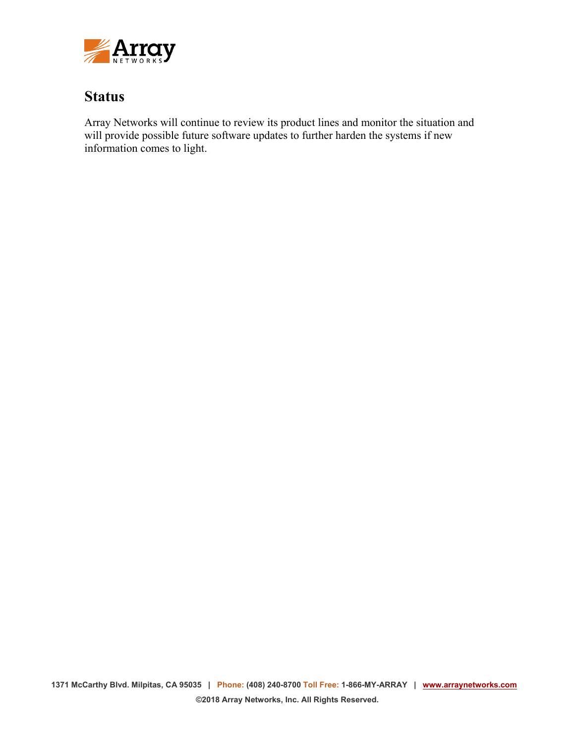## Status

Array Networks will continue to review its product lines and monitor the situation and will provide possible future software updates to further harden the systems if new information comes to light.